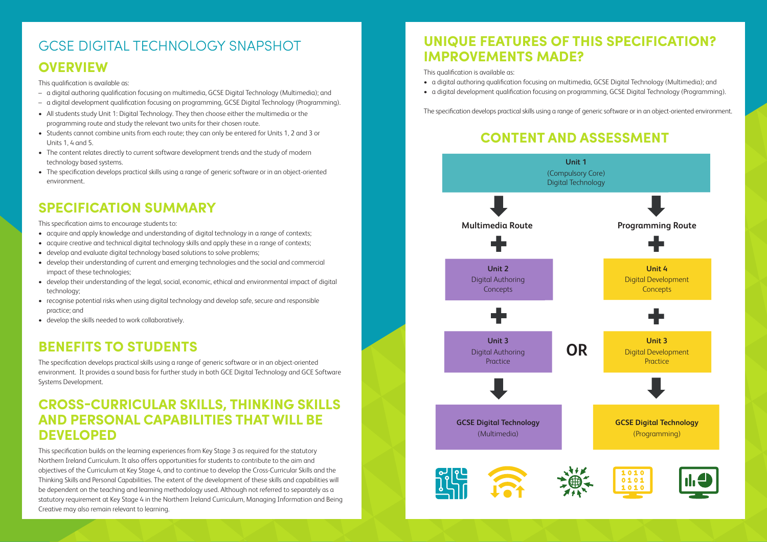# GCSE DIGITAL TECHNOLOGY SNAPSHOT

## OVERVIEW

This qualification is available as:

- a digital authoring qualification focusing on multimedia, GCSE Digital Technology (Multimedia); and
- a digital development qualification focusing on programming, GCSE Digital Technology (Programming).

- All students study Unit 1: Digital Technology. They then choose either the multimedia or the programming route and study the relevant two units for their chosen route.
- Students cannot combine units from each route; they can only be entered for Units 1, 2 and 3 or Units 1, 4 and 5.
- The content relates directly to current software development trends and the study of modern technology based systems.
- The specification develops practical skills using a range of generic software or in an object-oriented environment.

## SPECIFICATION SUMMARY

This specification aims to encourage students to:

- acquire and apply knowledge and understanding of digital technology in a range of contexts;
- acquire creative and technical digital technology skills and apply these in a range of contexts;
- develop and evaluate digital technology based solutions to solve problems;
- develop their understanding of current and emerging technologies and the social and commercial impact of these technologies;
- develop their understanding of the legal, social, economic, ethical and environmental impact of digital technology;
- recognise potential risks when using digital technology and develop safe, secure and responsible practice; and
- develop the skills needed to work collaboratively.

## BENEFITS TO STUDENTS

The specification develops practical skills using a range of generic software or in an object-oriented environment. It provides a sound basis for further study in both GCE Digital Technology and GCE Software Systems Development.

## CROSS-CURRICULAR SKILLS, THINKING SKILLS AND PERSONAL CAPABILITIES THAT WILL BE DEVELOPED

This specification builds on the learning experiences from Key Stage 3 as required for the statutory Northern Ireland Curriculum. It also offers opportunities for students to contribute to the aim and objectives of the Curriculum at Key Stage 4, and to continue to develop the Cross-Curricular Skills and the Thinking Skills and Personal Capabilities. The extent of the development of these skills and capabilities will be dependent on the teaching and learning methodology used. Although not referred to separately as a statutory requirement at Key Stage 4 in the Northern Ireland Curriculum, Managing Information and Being Creative may also remain relevant to learning.

## UNIQUE FEATURES OF THIS SPECIFICATION? IMPROVEMENTS MADE?

This qualification is available as:

- a digital authoring qualification focusing on multimedia, GCSE Digital Technology (Multimedia); and
- a digital development qualification focusing on programming, GCSE Digital Technology (Programming).

The specification develops practical skills using a range of generic software or in an object-oriented environment.

## CONTENT AND ASSESSMENT

**Unit 1**
(Compulsory Core)
Digital Technology

| Multimedia Route | | Programming Route |
|---|---|---|
| + | | + |
| **Unit 2** Digital Authoring Concepts | | **Unit 4** Digital Development Concepts |
| + | | + |
| **Unit 3** Digital Authoring Practice | **OR** | **Unit 3** Digital Development Practice |
| **GCSE Digital Technology** (Multimedia) | | **GCSE Digital Technology** (Programming) |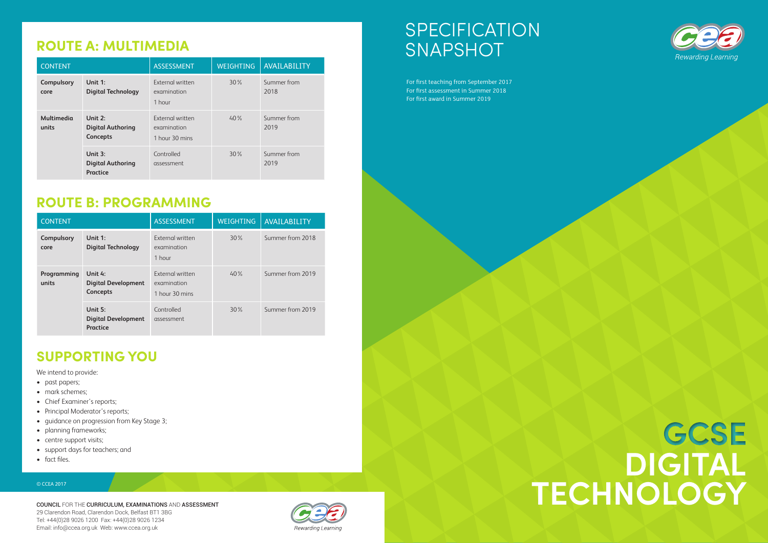## ROUTE A: MULTIMEDIA

| CONTENT | | ASSESSMENT | WEIGHTING | AVAILABILITY |
|---|---|---|---|---|
| **Compulsory core** | **Unit 1: Digital Technology** | External written examination 1 hour | 30% | Summer from 2018 |
| **Multimedia units** | **Unit 2: Digital Authoring Concepts** | External written examination 1 hour 30 mins | 40% | Summer from 2019 |
| | **Unit 3: Digital Authoring Practice** | Controlled assessment | 30% | Summer from 2019 |

## ROUTE B: PROGRAMMING

| CONTENT | | ASSESSMENT | WEIGHTING | AVAILABILITY |
|---|---|---|---|---|
| **Compulsory core** | **Unit 1: Digital Technology** | External written examination 1 hour | 30% | Summer from 2018 |
| **Programming units** | **Unit 4: Digital Development Concepts** | External written examination 1 hour 30 mins | 40% | Summer from 2019 |
| | **Unit 5: Digital Development Practice** | Controlled assessment | 30% | Summer from 2019 |

## SUPPORTING YOU

We intend to provide:

- past papers;
- mark schemes;
- Chief Examiner's reports;
- Principal Moderator's reports;
- guidance on progression from Key Stage 3;
- planning frameworks;
- centre support visits;
- support days for teachers; and
- fact files.

© CCEA 2017

**COUNCIL** FOR THE **CURRICULUM, EXAMINATIONS** AND **ASSESSMENT**
29 Clarendon Road, Clarendon Dock, Belfast BT1 3BG
Tel: +44(0)28 9026 1200 Fax: +44(0)28 9026 1234
Email: info@ccea.org.uk Web: www.ccea.org.uk

Rewarding Learning

# SPECIFICATION SNAPSHOT

Rewarding Learning

For first teaching from September 2017
For first assessment in Summer 2018
For first award in Summer 2019

# GCSE DIGITAL TECHNOLOGY